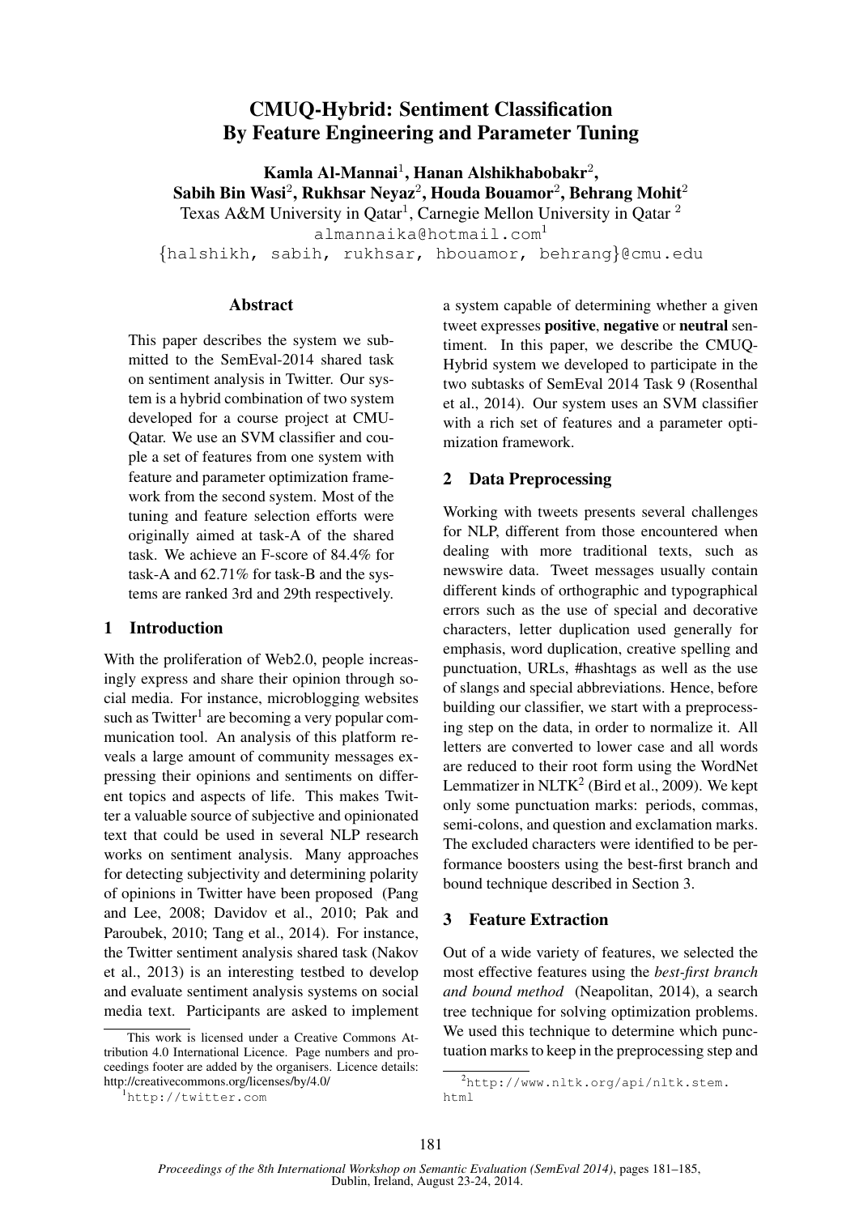# CMUQ-Hybrid: Sentiment Classification By Feature Engineering and Parameter Tuning

**Kamla Al-Mannai**[1], **Hanan Alshikhabobakr**[2], **Sabih Bin Wasi**[2], **Rukhsar Neyaz**[2], **Houda Bouamor**[2], **Behrang Mohit**[2]

Texas A&M University in Qatar[1], Carnegie Mellon University in Qatar [2]

almannaika@hotmail.com[1]

{halshikh, sabih, rukhsar, hbouamor, behrang}@cmu.edu

## Abstract

This paper describes the system we submitted to the SemEval-2014 shared task on sentiment analysis in Twitter. Our system is a hybrid combination of two system developed for a course project at CMU-Qatar. We use an SVM classifier and couple a set of features from one system with feature and parameter optimization framework from the second system. Most of the tuning and feature selection efforts were originally aimed at task-A of the shared task. We achieve an F-score of 84.4% for task-A and 62.71% for task-B and the systems are ranked 3rd and 29th respectively.

## 1 Introduction

With the proliferation of Web2.0, people increasingly express and share their opinion through social media. For instance, microblogging websites such as Twitter[1] are becoming a very popular communication tool. An analysis of this platform reveals a large amount of community messages expressing their opinions and sentiments on different topics and aspects of life. This makes Twitter a valuable source of subjective and opinionated text that could be used in several NLP research works on sentiment analysis. Many approaches for detecting subjectivity and determining polarity of opinions in Twitter have been proposed (Pang and Lee, 2008; Davidov et al., 2010; Pak and Paroubek, 2010; Tang et al., 2014). For instance, the Twitter sentiment analysis shared task (Nakov et al., 2013) is an interesting testbed to develop and evaluate sentiment analysis systems on social media text. Participants are asked to implement a system capable of determining whether a given tweet expresses **positive**, **negative** or **neutral** sentiment. In this paper, we describe the CMUQ-Hybrid system we developed to participate in the two subtasks of SemEval 2014 Task 9 (Rosenthal et al., 2014). Our system uses an SVM classifier with a rich set of features and a parameter optimization framework.

## 2 Data Preprocessing

Working with tweets presents several challenges for NLP, different from those encountered when dealing with more traditional texts, such as newswire data. Tweet messages usually contain different kinds of orthographic and typographical errors such as the use of special and decorative characters, letter duplication used generally for emphasis, word duplication, creative spelling and punctuation, URLs, #hashtags as well as the use of slangs and special abbreviations. Hence, before building our classifier, we start with a preprocessing step on the data, in order to normalize it. All letters are converted to lower case and all words are reduced to their root form using the WordNet Lemmatizer in NLTK[2] (Bird et al., 2009). We kept only some punctuation marks: periods, commas, semi-colons, and question and exclamation marks. The excluded characters were identified to be performance boosters using the best-first branch and bound technique described in Section 3.

## 3 Feature Extraction

Out of a wide variety of features, we selected the most effective features using the *best-first branch and bound method* (Neapolitan, 2014), a search tree technique for solving optimization problems. We used this technique to determine which punctuation marks to keep in the preprocessing step and

This work is licensed under a Creative Commons Attribution 4.0 International Licence. Page numbers and proceedings footer are added by the organisers. Licence details: http://creativecommons.org/licenses/by/4.0/

[1] http://twitter.com

[2] http://www.nltk.org/api/nltk.stem.html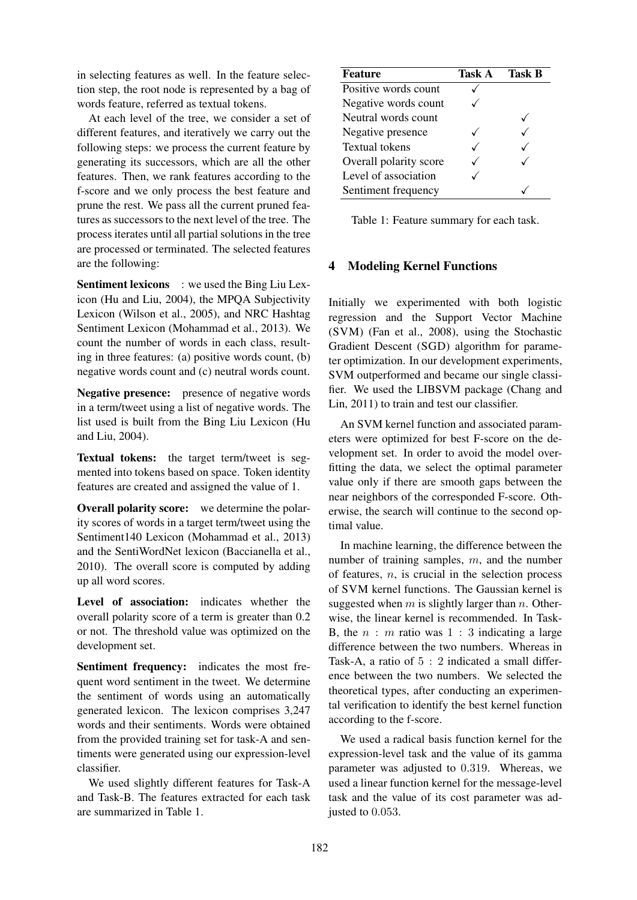in selecting features as well. In the feature selection step, the root node is represented by a bag of words feature, referred as textual tokens.

At each level of the tree, we consider a set of different features, and iteratively we carry out the following steps: we process the current feature by generating its successors, which are all the other features. Then, we rank features according to the f-score and we only process the best feature and prune the rest. We pass all the current pruned features as successors to the next level of the tree. The process iterates until all partial solutions in the tree are processed or terminated. The selected features are the following:

**Sentiment lexicons** : we used the Bing Liu Lexicon (Hu and Liu, 2004), the MPQA Subjectivity Lexicon (Wilson et al., 2005), and NRC Hashtag Sentiment Lexicon (Mohammad et al., 2013). We count the number of words in each class, resulting in three features: (a) positive words count, (b) negative words count and (c) neutral words count.

**Negative presence:** presence of negative words in a term/tweet using a list of negative words. The list used is built from the Bing Liu Lexicon (Hu and Liu, 2004).

**Textual tokens:** the target term/tweet is segmented into tokens based on space. Token identity features are created and assigned the value of 1.

**Overall polarity score:** we determine the polarity scores of words in a target term/tweet using the Sentiment140 Lexicon (Mohammad et al., 2013) and the SentiWordNet lexicon (Baccianella et al., 2010). The overall score is computed by adding up all word scores.

**Level of association:** indicates whether the overall polarity score of a term is greater than 0.2 or not. The threshold value was optimized on the development set.

**Sentiment frequency:** indicates the most frequent word sentiment in the tweet. We determine the sentiment of words using an automatically generated lexicon. The lexicon comprises 3,247 words and their sentiments. Words were obtained from the provided training set for task-A and sentiments were generated using our expression-level classifier.

We used slightly different features for Task-A and Task-B. The features extracted for each task are summarized in Table 1.

| Feature | Task A | Task B |
|---|---|---|
| Positive words count | ✓ | |
| Negative words count | ✓ | |
| Neutral words count | | ✓ |
| Negative presence | ✓ | ✓ |
| Textual tokens | ✓ | ✓ |
| Overall polarity score | ✓ | ✓ |
| Level of association | ✓ | |
| Sentiment frequency | | ✓ |

Table 1: Feature summary for each task.

## 4 Modeling Kernel Functions

Initially we experimented with both logistic regression and the Support Vector Machine (SVM) (Fan et al., 2008), using the Stochastic Gradient Descent (SGD) algorithm for parameter optimization. In our development experiments, SVM outperformed and became our single classifier. We used the LIBSVM package (Chang and Lin, 2011) to train and test our classifier.

An SVM kernel function and associated parameters were optimized for best F-score on the development set. In order to avoid the model overfitting the data, we select the optimal parameter value only if there are smooth gaps between the near neighbors of the corresponded F-score. Otherwise, the search will continue to the second optimal value.

In machine learning, the difference between the number of training samples, $m$, and the number of features, $n$, is crucial in the selection process of SVM kernel functions. The Gaussian kernel is suggested when $m$ is slightly larger than $n$. Otherwise, the linear kernel is recommended. In Task-B, the $n : m$ ratio was $1 : 3$ indicating a large difference between the two numbers. Whereas in Task-A, a ratio of $5 : 2$ indicated a small difference between the two numbers. We selected the theoretical types, after conducting an experimental verification to identify the best kernel function according to the f-score.

We used a radical basis function kernel for the expression-level task and the value of its gamma parameter was adjusted to $0.319$. Whereas, we used a linear function kernel for the message-level task and the value of its cost parameter was adjusted to $0.053$.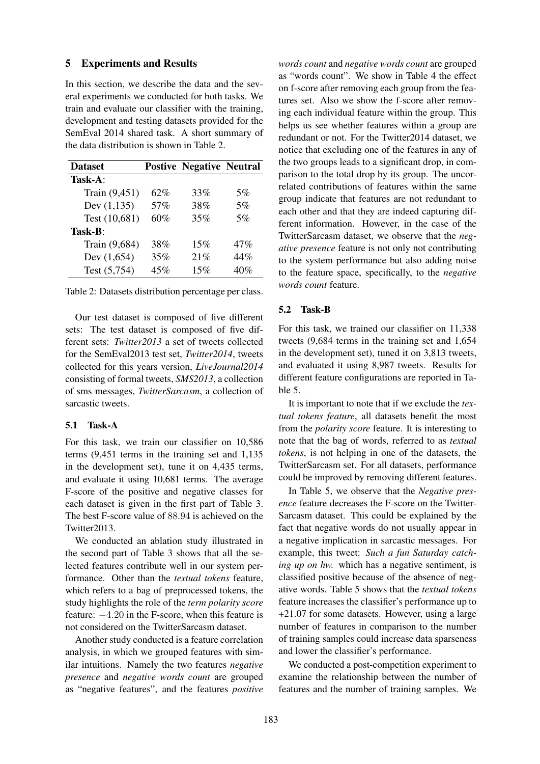## 5 Experiments and Results

In this section, we describe the data and the several experiments we conducted for both tasks. We train and evaluate our classifier with the training, development and testing datasets provided for the SemEval 2014 shared task. A short summary of the data distribution is shown in Table 2.

| Dataset | Postive | Negative | Neutral |
|---|---|---|---|
| **Task-A**: | | | |
| Train (9,451) | 62% | 33% | 5% |
| Dev (1,135) | 57% | 38% | 5% |
| Test (10,681) | 60% | 35% | 5% |
| **Task-B**: | | | |
| Train (9,684) | 38% | 15% | 47% |
| Dev (1,654) | 35% | 21% | 44% |
| Test (5,754) | 45% | 15% | 40% |

Table 2: Datasets distribution percentage per class.

Our test dataset is composed of five different sets: The test dataset is composed of five different sets: *Twitter2013* a set of tweets collected for the SemEval2013 test set, *Twitter2014*, tweets collected for this years version, *LiveJournal2014* consisting of formal tweets, *SMS2013*, a collection of sms messages, *TwitterSarcasm*, a collection of sarcastic tweets.

### 5.1 Task-A

For this task, we train our classifier on 10,586 terms (9,451 terms in the training set and 1,135 in the development set), tune it on 4,435 terms, and evaluate it using 10,681 terms. The average F-score of the positive and negative classes for each dataset is given in the first part of Table 3. The best F-score value of 88.94 is achieved on the Twitter2013.

We conducted an ablation study illustrated in the second part of Table 3 shows that all the selected features contribute well in our system performance. Other than the *textual tokens* feature, which refers to a bag of preprocessed tokens, the study highlights the role of the *term polarity score* feature: $-4.20$ in the F-score, when this feature is not considered on the TwitterSarcasm dataset.

Another study conducted is a feature correlation analysis, in which we grouped features with similar intuitions. Namely the two features *negative presence* and *negative words count* are grouped as "negative features", and the features *positive words count* and *negative words count* are grouped as "words count". We show in Table 4 the effect on f-score after removing each group from the features set. Also we show the f-score after removing each individual feature within the group. This helps us see whether features within a group are redundant or not. For the Twitter2014 dataset, we notice that excluding one of the features in any of the two groups leads to a significant drop, in comparison to the total drop by its group. The uncorrelated contributions of features within the same group indicate that features are not redundant to each other and that they are indeed capturing different information. However, in the case of the TwitterSarcasm dataset, we observe that the *negative presence* feature is not only not contributing to the system performance but also adding noise to the feature space, specifically, to the *negative words count* feature.

### 5.2 Task-B

For this task, we trained our classifier on 11,338 tweets (9,684 terms in the training set and 1,654 in the development set), tuned it on 3,813 tweets, and evaluated it using 8,987 tweets. Results for different feature configurations are reported in Table 5.

It is important to note that if we exclude the *textual tokens feature*, all datasets benefit the most from the *polarity score* feature. It is interesting to note that the bag of words, referred to as *textual tokens*, is not helping in one of the datasets, the TwitterSarcasm set. For all datasets, performance could be improved by removing different features.

In Table 5, we observe that the *Negative presence* feature decreases the F-score on the TwitterSarcasm dataset. This could be explained by the fact that negative words do not usually appear in a negative implication in sarcastic messages. For example, this tweet: *Such a fun Saturday catching up on hw.* which has a negative sentiment, is classified positive because of the absence of negative words. Table 5 shows that the *textual tokens* feature increases the classifier's performance up to +21.07 for some datasets. However, using a large number of features in comparison to the number of training samples could increase data sparseness and lower the classifier's performance.

We conducted a post-competition experiment to examine the relationship between the number of features and the number of training samples. We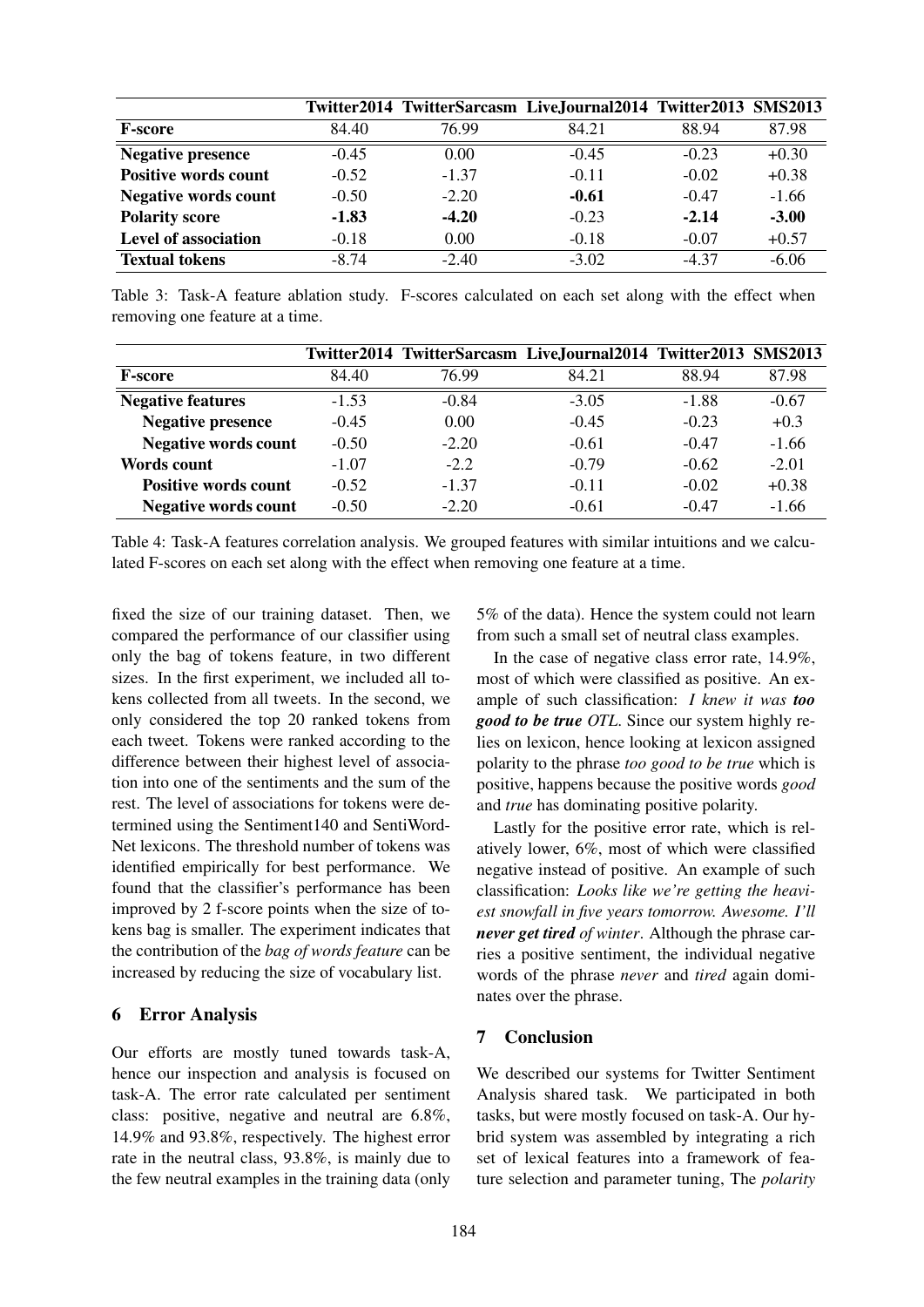| | Twitter2014 | TwitterSarcasm | LiveJournal2014 | Twitter2013 | SMS2013 |
|---|---|---|---|---|---|
| **F-score** | 84.40 | 76.99 | 84.21 | 88.94 | 87.98 |
| **Negative presence** | -0.45 | 0.00 | -0.45 | -0.23 | +0.30 |
| **Positive words count** | -0.52 | -1.37 | -0.11 | -0.02 | +0.38 |
| **Negative words count** | -0.50 | -2.20 | **-0.61** | -0.47 | -1.66 |
| **Polarity score** | **-1.83** | **-4.20** | -0.23 | **-2.14** | **-3.00** |
| **Level of association** | -0.18 | 0.00 | -0.18 | -0.07 | +0.57 |
| **Textual tokens** | -8.74 | -2.40 | -3.02 | -4.37 | -6.06 |

Table 3: Task-A feature ablation study. F-scores calculated on each set along with the effect when removing one feature at a time.

| | Twitter2014 | TwitterSarcasm | LiveJournal2014 | Twitter2013 | SMS2013 |
|---|---|---|---|---|---|
| **F-score** | 84.40 | 76.99 | 84.21 | 88.94 | 87.98 |
| **Negative features** | -1.53 | -0.84 | -3.05 | -1.88 | -0.67 |
| **Negative presence** | -0.45 | 0.00 | -0.45 | -0.23 | +0.3 |
| **Negative words count** | -0.50 | -2.20 | -0.61 | -0.47 | -1.66 |
| **Words count** | -1.07 | -2.2 | -0.79 | -0.62 | -2.01 |
| **Positive words count** | -0.52 | -1.37 | -0.11 | -0.02 | +0.38 |
| **Negative words count** | -0.50 | -2.20 | -0.61 | -0.47 | -1.66 |

Table 4: Task-A features correlation analysis. We grouped features with similar intuitions and we calculated F-scores on each set along with the effect when removing one feature at a time.

fixed the size of our training dataset. Then, we compared the performance of our classifier using only the bag of tokens feature, in two different sizes. In the first experiment, we included all tokens collected from all tweets. In the second, we only considered the top 20 ranked tokens from each tweet. Tokens were ranked according to the difference between their highest level of association into one of the sentiments and the sum of the rest. The level of associations for tokens were determined using the Sentiment140 and SentiWordNet lexicons. The threshold number of tokens was identified empirically for best performance. We found that the classifier's performance has been improved by 2 f-score points when the size of tokens bag is smaller. The experiment indicates that the contribution of the *bag of words feature* can be increased by reducing the size of vocabulary list.

## 6 Error Analysis

Our efforts are mostly tuned towards task-A, hence our inspection and analysis is focused on task-A. The error rate calculated per sentiment class: positive, negative and neutral are 6.8%, 14.9% and 93.8%, respectively. The highest error rate in the neutral class, 93.8%, is mainly due to the few neutral examples in the training data (only 5% of the data). Hence the system could not learn from such a small set of neutral class examples.

In the case of negative class error rate, 14.9%, most of which were classified as positive. An example of such classification: *I knew it was* ***too good to be true*** *OTL*. Since our system highly relies on lexicon, hence looking at lexicon assigned polarity to the phrase *too good to be true* which is positive, happens because the positive words *good* and *true* has dominating positive polarity.

Lastly for the positive error rate, which is relatively lower, 6%, most of which were classified negative instead of positive. An example of such classification: *Looks like we're getting the heaviest snowfall in five years tomorrow. Awesome. I'll* ***never get tired*** *of winter*. Although the phrase carries a positive sentiment, the individual negative words of the phrase *never* and *tired* again dominates over the phrase.

## 7 Conclusion

We described our systems for Twitter Sentiment Analysis shared task. We participated in both tasks, but were mostly focused on task-A. Our hybrid system was assembled by integrating a rich set of lexical features into a framework of feature selection and parameter tuning, The *polarity*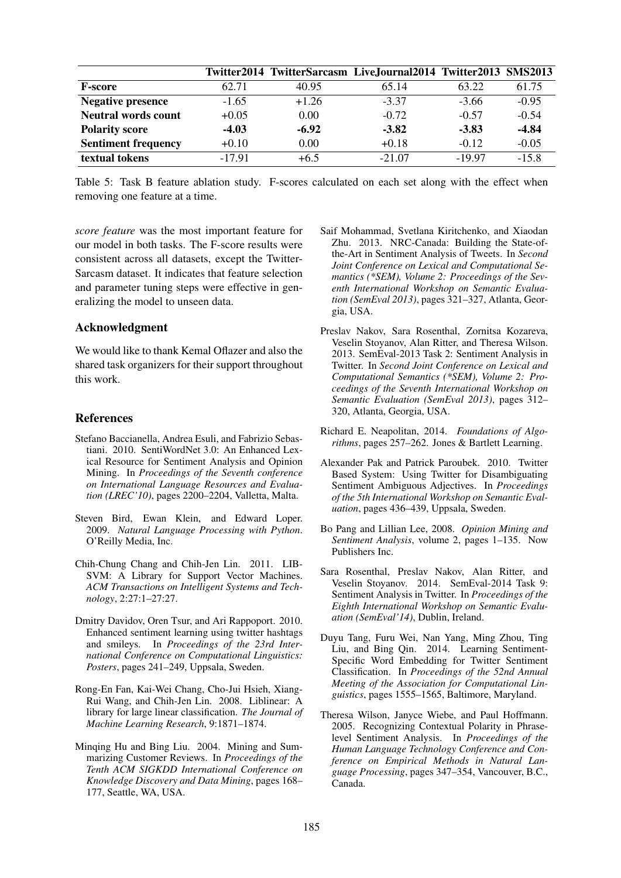| | Twitter2014 | TwitterSarcasm | LiveJournal2014 | Twitter2013 | SMS2013 |
|---|---|---|---|---|---|
| **F-score** | 62.71 | 40.95 | 65.14 | 63.22 | 61.75 |
| **Negative presence** | -1.65 | +1.26 | -3.37 | -3.66 | -0.95 |
| **Neutral words count** | +0.05 | 0.00 | -0.72 | -0.57 | -0.54 |
| **Polarity score** | **-4.03** | **-6.92** | **-3.82** | **-3.83** | **-4.84** |
| **Sentiment frequency** | +0.10 | 0.00 | +0.18 | -0.12 | -0.05 |
| **textual tokens** | -17.91 | +6.5 | -21.07 | -19.97 | -15.8 |

Table 5: Task B feature ablation study. F-scores calculated on each set along with the effect when removing one feature at a time.

*score feature* was the most important feature for our model in both tasks. The F-score results were consistent across all datasets, except the Twitter-Sarcasm dataset. It indicates that feature selection and parameter tuning steps were effective in generalizing the model to unseen data.

## Acknowledgment

We would like to thank Kemal Oflazer and also the shared task organizers for their support throughout this work.

## References

Stefano Baccianella, Andrea Esuli, and Fabrizio Sebastiani. 2010. SentiWordNet 3.0: An Enhanced Lexical Resource for Sentiment Analysis and Opinion Mining. In *Proceedings of the Seventh conference on International Language Resources and Evaluation (LREC'10)*, pages 2200–2204, Valletta, Malta.

Steven Bird, Ewan Klein, and Edward Loper. 2009. *Natural Language Processing with Python*. O'Reilly Media, Inc.

Chih-Chung Chang and Chih-Jen Lin. 2011. LIBSVM: A Library for Support Vector Machines. *ACM Transactions on Intelligent Systems and Technology*, 2:27:1–27:27.

Dmitry Davidov, Oren Tsur, and Ari Rappoport. 2010. Enhanced sentiment learning using twitter hashtags and smileys. In *Proceedings of the 23rd International Conference on Computational Linguistics: Posters*, pages 241–249, Uppsala, Sweden.

Rong-En Fan, Kai-Wei Chang, Cho-Jui Hsieh, Xiang-Rui Wang, and Chih-Jen Lin. 2008. Liblinear: A library for large linear classification. *The Journal of Machine Learning Research*, 9:1871–1874.

Minqing Hu and Bing Liu. 2004. Mining and Summarizing Customer Reviews. In *Proceedings of the Tenth ACM SIGKDD International Conference on Knowledge Discovery and Data Mining*, pages 168–177, Seattle, WA, USA.

Saif Mohammad, Svetlana Kiritchenko, and Xiaodan Zhu. 2013. NRC-Canada: Building the State-of-the-Art in Sentiment Analysis of Tweets. In *Second Joint Conference on Lexical and Computational Semantics (*SEM), Volume 2: Proceedings of the Seventh International Workshop on Semantic Evaluation (SemEval 2013)*, pages 321–327, Atlanta, Georgia, USA.

Preslav Nakov, Sara Rosenthal, Zornitsa Kozareva, Veselin Stoyanov, Alan Ritter, and Theresa Wilson. 2013. SemEval-2013 Task 2: Sentiment Analysis in Twitter. In *Second Joint Conference on Lexical and Computational Semantics (*SEM), Volume 2: Proceedings of the Seventh International Workshop on Semantic Evaluation (SemEval 2013)*, pages 312–320, Atlanta, Georgia, USA.

Richard E. Neapolitan, 2014. *Foundations of Algorithms*, pages 257–262. Jones & Bartlett Learning.

Alexander Pak and Patrick Paroubek. 2010. Twitter Based System: Using Twitter for Disambiguating Sentiment Ambiguous Adjectives. In *Proceedings of the 5th International Workshop on Semantic Evaluation*, pages 436–439, Uppsala, Sweden.

Bo Pang and Lillian Lee, 2008. *Opinion Mining and Sentiment Analysis*, volume 2, pages 1–135. Now Publishers Inc.

Sara Rosenthal, Preslav Nakov, Alan Ritter, and Veselin Stoyanov. 2014. SemEval-2014 Task 9: Sentiment Analysis in Twitter. In *Proceedings of the Eighth International Workshop on Semantic Evaluation (SemEval'14)*, Dublin, Ireland.

Duyu Tang, Furu Wei, Nan Yang, Ming Zhou, Ting Liu, and Bing Qin. 2014. Learning Sentiment-Specific Word Embedding for Twitter Sentiment Classification. In *Proceedings of the 52nd Annual Meeting of the Association for Computational Linguistics*, pages 1555–1565, Baltimore, Maryland.

Theresa Wilson, Janyce Wiebe, and Paul Hoffmann. 2005. Recognizing Contextual Polarity in Phrase-level Sentiment Analysis. In *Proceedings of the Human Language Technology Conference and Conference on Empirical Methods in Natural Language Processing*, pages 347–354, Vancouver, B.C., Canada.